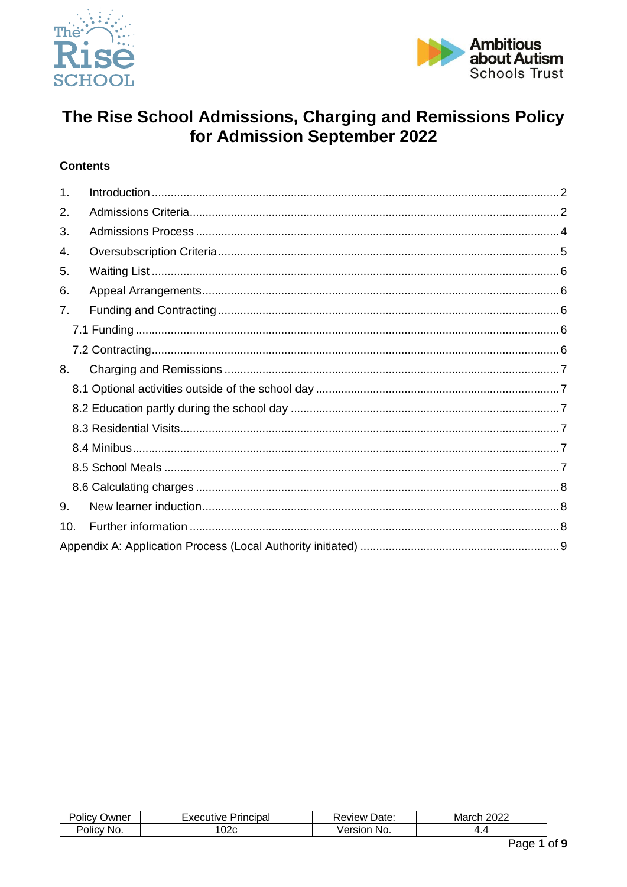# The Rise School Admissions, Charging and Remissions Policy for Admission September 2022

**Contents**

1. Introduction ... 2
2. Admissions Criteria ... 2
3. Admissions Process ... 4
4. Oversubscription Criteria ... 5
5. Waiting List ... 6
6. Appeal Arrangements ... 6
7. Funding and Contracting ... 6
   - 7.1 Funding ... 6
   - 7.2 Contracting ... 6
8. Charging and Remissions ... 7
   - 8.1 Optional activities outside of the school day ... 7
   - 8.2 Education partly during the school day ... 7
   - 8.3 Residential Visits ... 7
   - 8.4 Minibus ... 7
   - 8.5 School Meals ... 7
   - 8.6 Calculating charges ... 8
9. New learner induction ... 8
10. Further information ... 8

Appendix A: Application Process (Local Authority initiated) ... 9

| | | | |
|---|---|---|---|
| Policy Owner | Executive Principal | Review Date: | March 2022 |
| Policy No. | 102c | Version No. | 4.4 |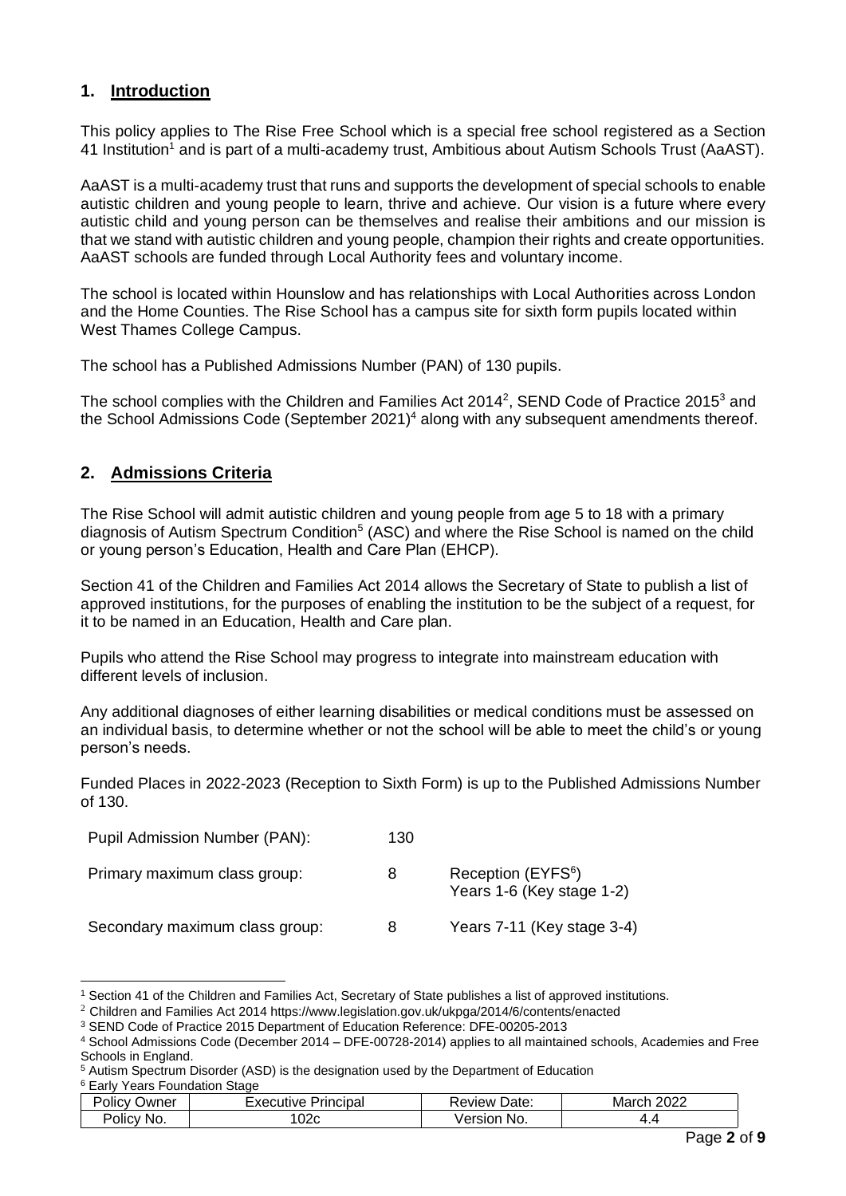## 1. Introduction

This policy applies to The Rise Free School which is a special free school registered as a Section 41 Institution[1] and is part of a multi-academy trust, Ambitious about Autism Schools Trust (AaAST).

AaAST is a multi-academy trust that runs and supports the development of special schools to enable autistic children and young people to learn, thrive and achieve. Our vision is a future where every autistic child and young person can be themselves and realise their ambitions and our mission is that we stand with autistic children and young people, champion their rights and create opportunities. AaAST schools are funded through Local Authority fees and voluntary income.

The school is located within Hounslow and has relationships with Local Authorities across London and the Home Counties. The Rise School has a campus site for sixth form pupils located within West Thames College Campus.

The school has a Published Admissions Number (PAN) of 130 pupils.

The school complies with the Children and Families Act 2014[2], SEND Code of Practice 2015[3] and the School Admissions Code (September 2021)[4] along with any subsequent amendments thereof.

## 2. Admissions Criteria

The Rise School will admit autistic children and young people from age 5 to 18 with a primary diagnosis of Autism Spectrum Condition[5] (ASC) and where the Rise School is named on the child or young person's Education, Health and Care Plan (EHCP).

Section 41 of the Children and Families Act 2014 allows the Secretary of State to publish a list of approved institutions, for the purposes of enabling the institution to be the subject of a request, for it to be named in an Education, Health and Care plan.

Pupils who attend the Rise School may progress to integrate into mainstream education with different levels of inclusion.

Any additional diagnoses of either learning disabilities or medical conditions must be assessed on an individual basis, to determine whether or not the school will be able to meet the child's or young person's needs.

Funded Places in 2022-2023 (Reception to Sixth Form) is up to the Published Admissions Number of 130.

| | | |
|---|---|---|
| Pupil Admission Number (PAN): | 130 | |
| Primary maximum class group: | 8 | Reception (EYFS[6]) Years 1-6 (Key stage 1-2) |
| Secondary maximum class group: | 8 | Years 7-11 (Key stage 3-4) |

[1] Section 41 of the Children and Families Act, Secretary of State publishes a list of approved institutions.

[2] Children and Families Act 2014 https://www.legislation.gov.uk/ukpga/2014/6/contents/enacted

[3] SEND Code of Practice 2015 Department of Education Reference: DFE-00205-2013

[4] School Admissions Code (December 2014 – DFE-00728-2014) applies to all maintained schools, Academies and Free Schools in England.

[5] Autism Spectrum Disorder (ASD) is the designation used by the Department of Education

[6] Early Years Foundation Stage

| | | | |
|---|---|---|---|
| Policy Owner | Executive Principal | Review Date: | March 2022 |
| Policy No. | 102c | Version No. | 4.4 |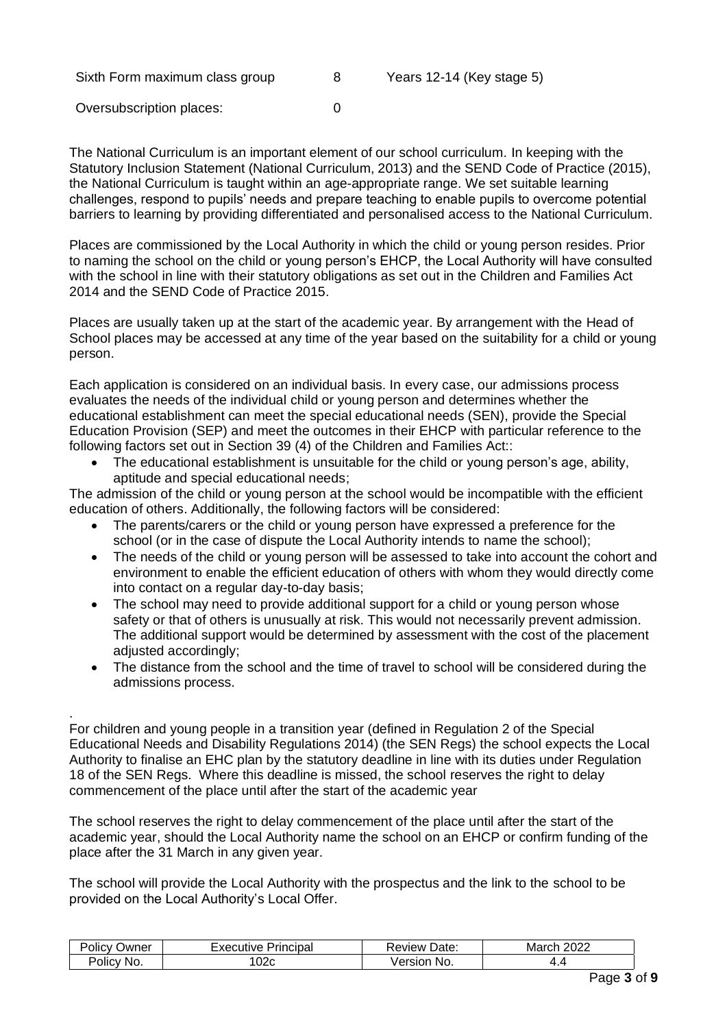| | | |
|---|---|---|
| Sixth Form maximum class group | 8 | Years 12-14 (Key stage 5) |
| Oversubscription places: | 0 | |

The National Curriculum is an important element of our school curriculum. In keeping with the Statutory Inclusion Statement (National Curriculum, 2013) and the SEND Code of Practice (2015), the National Curriculum is taught within an age-appropriate range. We set suitable learning challenges, respond to pupils' needs and prepare teaching to enable pupils to overcome potential barriers to learning by providing differentiated and personalised access to the National Curriculum.

Places are commissioned by the Local Authority in which the child or young person resides. Prior to naming the school on the child or young person's EHCP, the Local Authority will have consulted with the school in line with their statutory obligations as set out in the Children and Families Act 2014 and the SEND Code of Practice 2015.

Places are usually taken up at the start of the academic year. By arrangement with the Head of School places may be accessed at any time of the year based on the suitability for a child or young person.

Each application is considered on an individual basis. In every case, our admissions process evaluates the needs of the individual child or young person and determines whether the educational establishment can meet the special educational needs (SEN), provide the Special Education Provision (SEP) and meet the outcomes in their EHCP with particular reference to the following factors set out in Section 39 (4) of the Children and Families Act::

- The educational establishment is unsuitable for the child or young person's age, ability, aptitude and special educational needs;

The admission of the child or young person at the school would be incompatible with the efficient education of others. Additionally, the following factors will be considered:

- The parents/carers or the child or young person have expressed a preference for the school (or in the case of dispute the Local Authority intends to name the school);
- The needs of the child or young person will be assessed to take into account the cohort and environment to enable the efficient education of others with whom they would directly come into contact on a regular day-to-day basis;
- The school may need to provide additional support for a child or young person whose safety or that of others is unusually at risk. This would not necessarily prevent admission. The additional support would be determined by assessment with the cost of the placement adjusted accordingly;
- The distance from the school and the time of travel to school will be considered during the admissions process.

.

For children and young people in a transition year (defined in Regulation 2 of the Special Educational Needs and Disability Regulations 2014) (the SEN Regs) the school expects the Local Authority to finalise an EHC plan by the statutory deadline in line with its duties under Regulation 18 of the SEN Regs. Where this deadline is missed, the school reserves the right to delay commencement of the place until after the start of the academic year

The school reserves the right to delay commencement of the place until after the start of the academic year, should the Local Authority name the school on an EHCP or confirm funding of the place after the 31 March in any given year.

The school will provide the Local Authority with the prospectus and the link to the school to be provided on the Local Authority's Local Offer.

| | | | |
|---|---|---|---|
| Policy Owner | Executive Principal | Review Date: | March 2022 |
| Policy No. | 102c | Version No. | 4.4 |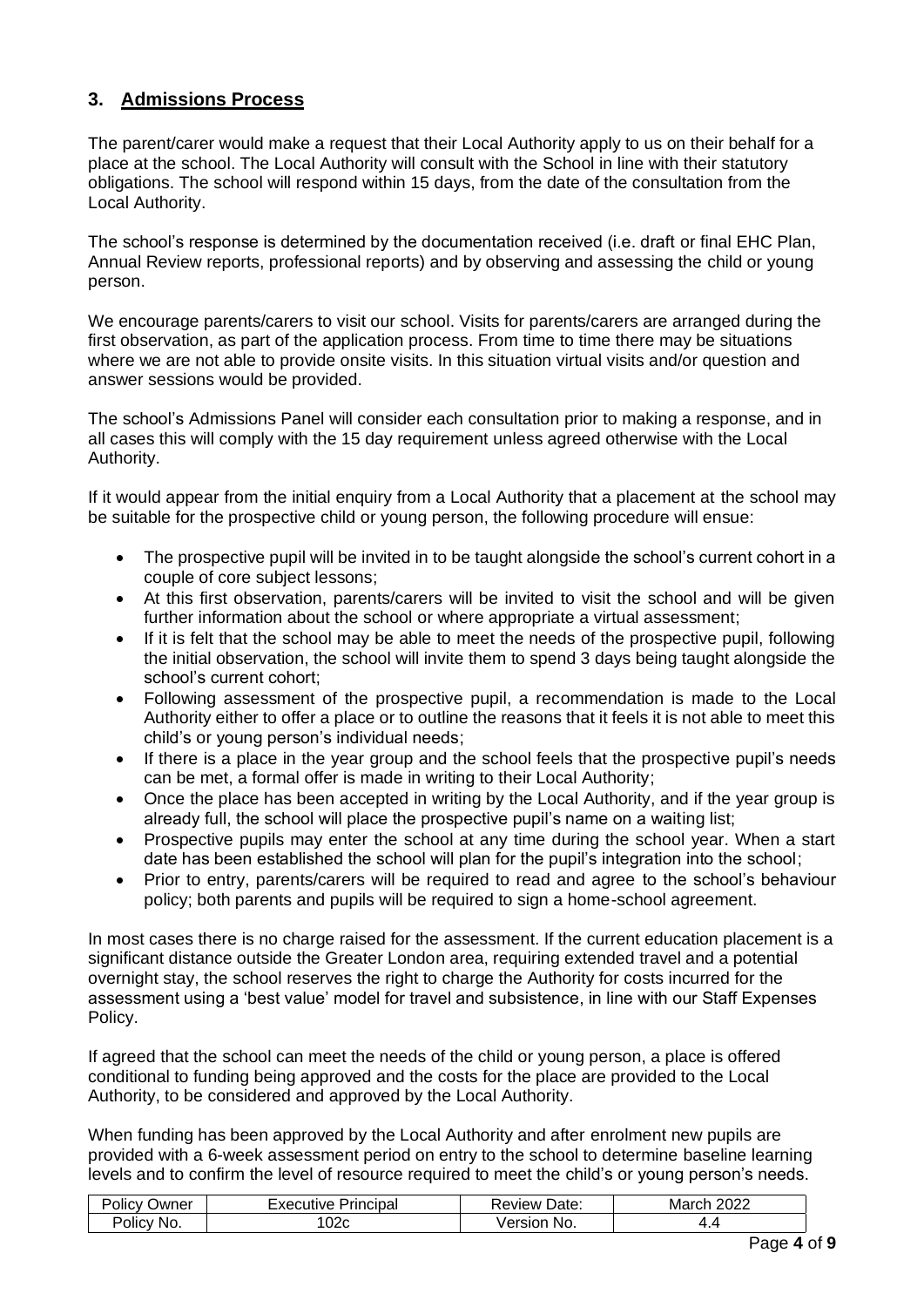## 3. Admissions Process

The parent/carer would make a request that their Local Authority apply to us on their behalf for a place at the school. The Local Authority will consult with the School in line with their statutory obligations. The school will respond within 15 days, from the date of the consultation from the Local Authority.

The school's response is determined by the documentation received (i.e. draft or final EHC Plan, Annual Review reports, professional reports) and by observing and assessing the child or young person.

We encourage parents/carers to visit our school. Visits for parents/carers are arranged during the first observation, as part of the application process. From time to time there may be situations where we are not able to provide onsite visits. In this situation virtual visits and/or question and answer sessions would be provided.

The school's Admissions Panel will consider each consultation prior to making a response, and in all cases this will comply with the 15 day requirement unless agreed otherwise with the Local Authority.

If it would appear from the initial enquiry from a Local Authority that a placement at the school may be suitable for the prospective child or young person, the following procedure will ensue:

- The prospective pupil will be invited in to be taught alongside the school's current cohort in a couple of core subject lessons;
- At this first observation, parents/carers will be invited to visit the school and will be given further information about the school or where appropriate a virtual assessment;
- If it is felt that the school may be able to meet the needs of the prospective pupil, following the initial observation, the school will invite them to spend 3 days being taught alongside the school's current cohort;
- Following assessment of the prospective pupil, a recommendation is made to the Local Authority either to offer a place or to outline the reasons that it feels it is not able to meet this child's or young person's individual needs;
- If there is a place in the year group and the school feels that the prospective pupil's needs can be met, a formal offer is made in writing to their Local Authority;
- Once the place has been accepted in writing by the Local Authority, and if the year group is already full, the school will place the prospective pupil's name on a waiting list;
- Prospective pupils may enter the school at any time during the school year. When a start date has been established the school will plan for the pupil's integration into the school;
- Prior to entry, parents/carers will be required to read and agree to the school's behaviour policy; both parents and pupils will be required to sign a home-school agreement.

In most cases there is no charge raised for the assessment. If the current education placement is a significant distance outside the Greater London area, requiring extended travel and a potential overnight stay, the school reserves the right to charge the Authority for costs incurred for the assessment using a 'best value' model for travel and subsistence, in line with our Staff Expenses Policy.

If agreed that the school can meet the needs of the child or young person, a place is offered conditional to funding being approved and the costs for the place are provided to the Local Authority, to be considered and approved by the Local Authority.

When funding has been approved by the Local Authority and after enrolment new pupils are provided with a 6-week assessment period on entry to the school to determine baseline learning levels and to confirm the level of resource required to meet the child's or young person's needs.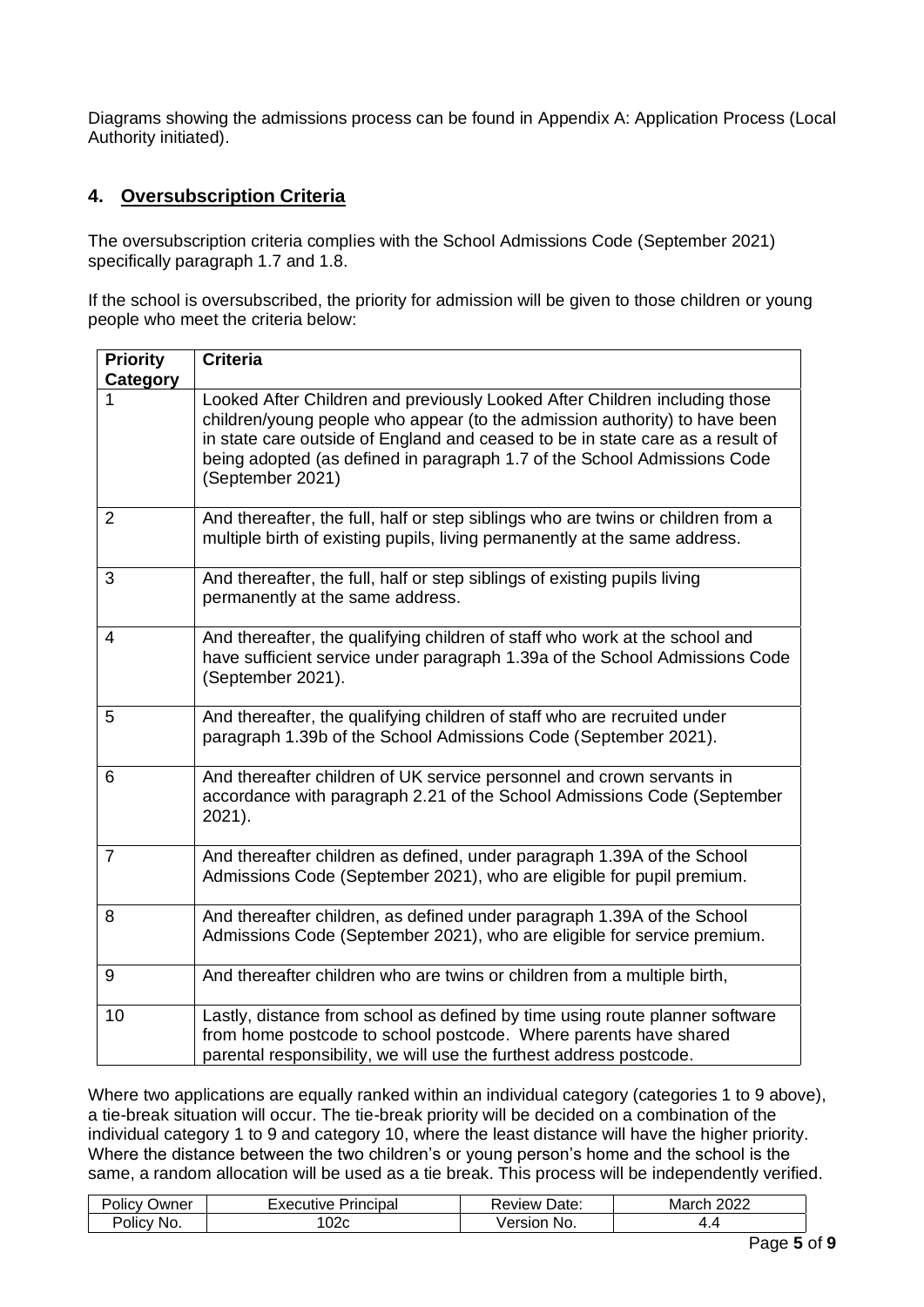Diagrams showing the admissions process can be found in Appendix A: Application Process (Local Authority initiated).

## 4. Oversubscription Criteria

The oversubscription criteria complies with the School Admissions Code (September 2021) specifically paragraph 1.7 and 1.8.

If the school is oversubscribed, the priority for admission will be given to those children or young people who meet the criteria below:

| Priority Category | Criteria |
|---|---|
| 1 | Looked After Children and previously Looked After Children including those children/young people who appear (to the admission authority) to have been in state care outside of England and ceased to be in state care as a result of being adopted (as defined in paragraph 1.7 of the School Admissions Code (September 2021) |
| 2 | And thereafter, the full, half or step siblings who are twins or children from a multiple birth of existing pupils, living permanently at the same address. |
| 3 | And thereafter, the full, half or step siblings of existing pupils living permanently at the same address. |
| 4 | And thereafter, the qualifying children of staff who work at the school and have sufficient service under paragraph 1.39a of the School Admissions Code (September 2021). |
| 5 | And thereafter, the qualifying children of staff who are recruited under paragraph 1.39b of the School Admissions Code (September 2021). |
| 6 | And thereafter children of UK service personnel and crown servants in accordance with paragraph 2.21 of the School Admissions Code (September 2021). |
| 7 | And thereafter children as defined, under paragraph 1.39A of the School Admissions Code (September 2021), who are eligible for pupil premium. |
| 8 | And thereafter children, as defined under paragraph 1.39A of the School Admissions Code (September 2021), who are eligible for service premium. |
| 9 | And thereafter children who are twins or children from a multiple birth, |
| 10 | Lastly, distance from school as defined by time using route planner software from home postcode to school postcode. Where parents have shared parental responsibility, we will use the furthest address postcode. |

Where two applications are equally ranked within an individual category (categories 1 to 9 above), a tie-break situation will occur. The tie-break priority will be decided on a combination of the individual category 1 to 9 and category 10, where the least distance will have the higher priority. Where the distance between the two children's or young person's home and the school is the same, a random allocation will be used as a tie break. This process will be independently verified.

| | | | |
|---|---|---|---|
| Policy Owner | Executive Principal | Review Date: | March 2022 |
| Policy No. | 102c | Version No. | 4.4 |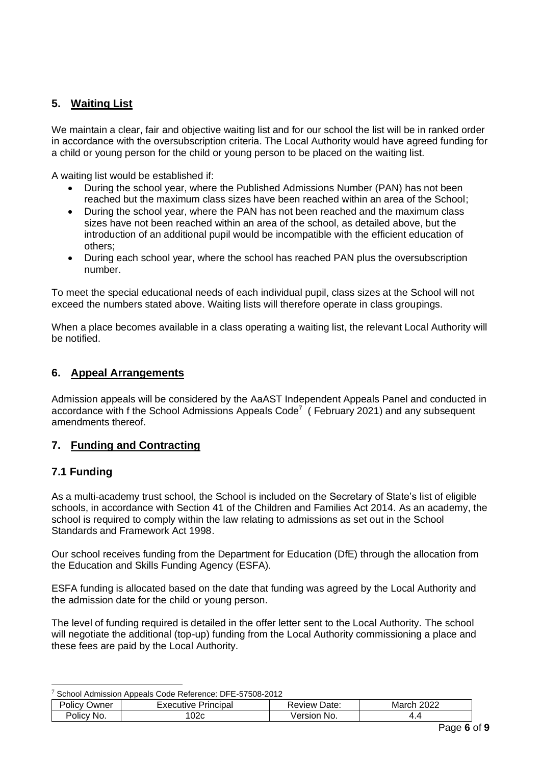## 5. Waiting List

We maintain a clear, fair and objective waiting list and for our school the list will be in ranked order in accordance with the oversubscription criteria. The Local Authority would have agreed funding for a child or young person for the child or young person to be placed on the waiting list.

A waiting list would be established if:

- During the school year, where the Published Admissions Number (PAN) has not been reached but the maximum class sizes have been reached within an area of the School;
- During the school year, where the PAN has not been reached and the maximum class sizes have not been reached within an area of the school, as detailed above, but the introduction of an additional pupil would be incompatible with the efficient education of others;
- During each school year, where the school has reached PAN plus the oversubscription number.

To meet the special educational needs of each individual pupil, class sizes at the School will not exceed the numbers stated above. Waiting lists will therefore operate in class groupings.

When a place becomes available in a class operating a waiting list, the relevant Local Authority will be notified.

## 6. Appeal Arrangements

Admission appeals will be considered by the AaAST Independent Appeals Panel and conducted in accordance with f the School Admissions Appeals Code[7] ( February 2021) and any subsequent amendments thereof.

## 7. Funding and Contracting

### 7.1 Funding

As a multi-academy trust school, the School is included on the Secretary of State's list of eligible schools, in accordance with Section 41 of the Children and Families Act 2014. As an academy, the school is required to comply within the law relating to admissions as set out in the School Standards and Framework Act 1998.

Our school receives funding from the Department for Education (DfE) through the allocation from the Education and Skills Funding Agency (ESFA).

ESFA funding is allocated based on the date that funding was agreed by the Local Authority and the admission date for the child or young person.

The level of funding required is detailed in the offer letter sent to the Local Authority. The school will negotiate the additional (top-up) funding from the Local Authority commissioning a place and these fees are paid by the Local Authority.

[7] School Admission Appeals Code Reference: DFE-57508-2012

| | | | |
|---|---|---|---|
| Policy Owner | Executive Principal | Review Date: | March 2022 |
| Policy No. | 102c | Version No. | 4.4 |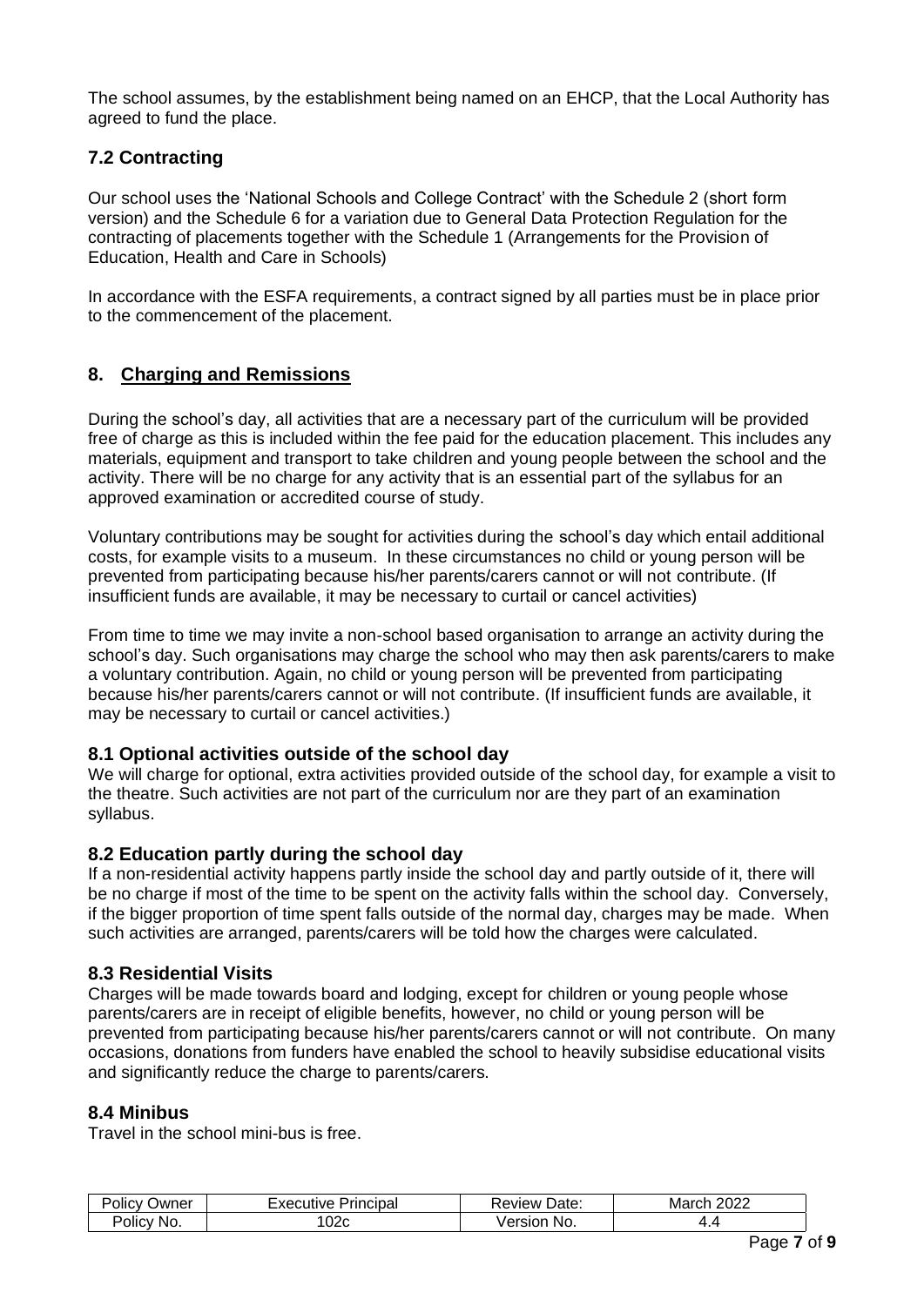The school assumes, by the establishment being named on an EHCP, that the Local Authority has agreed to fund the place.

### 7.2 Contracting

Our school uses the 'National Schools and College Contract' with the Schedule 2 (short form version) and the Schedule 6 for a variation due to General Data Protection Regulation for the contracting of placements together with the Schedule 1 (Arrangements for the Provision of Education, Health and Care in Schools)

In accordance with the ESFA requirements, a contract signed by all parties must be in place prior to the commencement of the placement.

## 8. Charging and Remissions

During the school's day, all activities that are a necessary part of the curriculum will be provided free of charge as this is included within the fee paid for the education placement. This includes any materials, equipment and transport to take children and young people between the school and the activity. There will be no charge for any activity that is an essential part of the syllabus for an approved examination or accredited course of study.

Voluntary contributions may be sought for activities during the school's day which entail additional costs, for example visits to a museum. In these circumstances no child or young person will be prevented from participating because his/her parents/carers cannot or will not contribute. (If insufficient funds are available, it may be necessary to curtail or cancel activities)

From time to time we may invite a non-school based organisation to arrange an activity during the school's day. Such organisations may charge the school who may then ask parents/carers to make a voluntary contribution. Again, no child or young person will be prevented from participating because his/her parents/carers cannot or will not contribute. (If insufficient funds are available, it may be necessary to curtail or cancel activities.)

### 8.1 Optional activities outside of the school day

We will charge for optional, extra activities provided outside of the school day, for example a visit to the theatre. Such activities are not part of the curriculum nor are they part of an examination syllabus.

### 8.2 Education partly during the school day

If a non-residential activity happens partly inside the school day and partly outside of it, there will be no charge if most of the time to be spent on the activity falls within the school day. Conversely, if the bigger proportion of time spent falls outside of the normal day, charges may be made. When such activities are arranged, parents/carers will be told how the charges were calculated.

### 8.3 Residential Visits

Charges will be made towards board and lodging, except for children or young people whose parents/carers are in receipt of eligible benefits, however, no child or young person will be prevented from participating because his/her parents/carers cannot or will not contribute. On many occasions, donations from funders have enabled the school to heavily subsidise educational visits and significantly reduce the charge to parents/carers.

### 8.4 Minibus

Travel in the school mini-bus is free.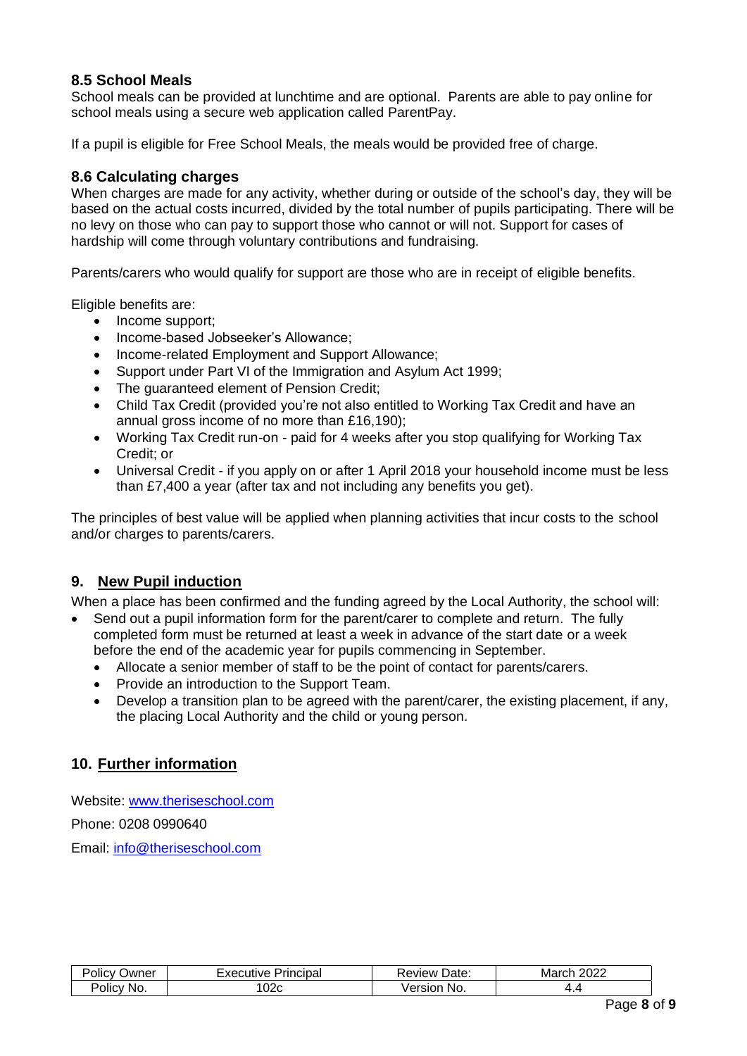### 8.5 School Meals

School meals can be provided at lunchtime and are optional. Parents are able to pay online for school meals using a secure web application called ParentPay.

If a pupil is eligible for Free School Meals, the meals would be provided free of charge.

### 8.6 Calculating charges

When charges are made for any activity, whether during or outside of the school's day, they will be based on the actual costs incurred, divided by the total number of pupils participating. There will be no levy on those who can pay to support those who cannot or will not. Support for cases of hardship will come through voluntary contributions and fundraising.

Parents/carers who would qualify for support are those who are in receipt of eligible benefits.

Eligible benefits are:

- Income support;
- Income-based Jobseeker's Allowance;
- Income-related Employment and Support Allowance;
- Support under Part VI of the Immigration and Asylum Act 1999;
- The guaranteed element of Pension Credit;
- Child Tax Credit (provided you're not also entitled to Working Tax Credit and have an annual gross income of no more than £16,190);
- Working Tax Credit run-on - paid for 4 weeks after you stop qualifying for Working Tax Credit; or
- Universal Credit - if you apply on or after 1 April 2018 your household income must be less than £7,400 a year (after tax and not including any benefits you get).

The principles of best value will be applied when planning activities that incur costs to the school and/or charges to parents/carers.

## 9. New Pupil induction

When a place has been confirmed and the funding agreed by the Local Authority, the school will:

- Send out a pupil information form for the parent/carer to complete and return. The fully completed form must be returned at least a week in advance of the start date or a week before the end of the academic year for pupils commencing in September.
  - Allocate a senior member of staff to be the point of contact for parents/carers.
  - Provide an introduction to the Support Team.
  - Develop a transition plan to be agreed with the parent/carer, the existing placement, if any, the placing Local Authority and the child or young person.

## 10. Further information

Website: www.theriseschool.com

Phone: 0208 0990640

Email: info@theriseschool.com

| | | | |
|---|---|---|---|
| Policy Owner | Executive Principal | Review Date: | March 2022 |
| Policy No. | 102c | Version No. | 4.4 |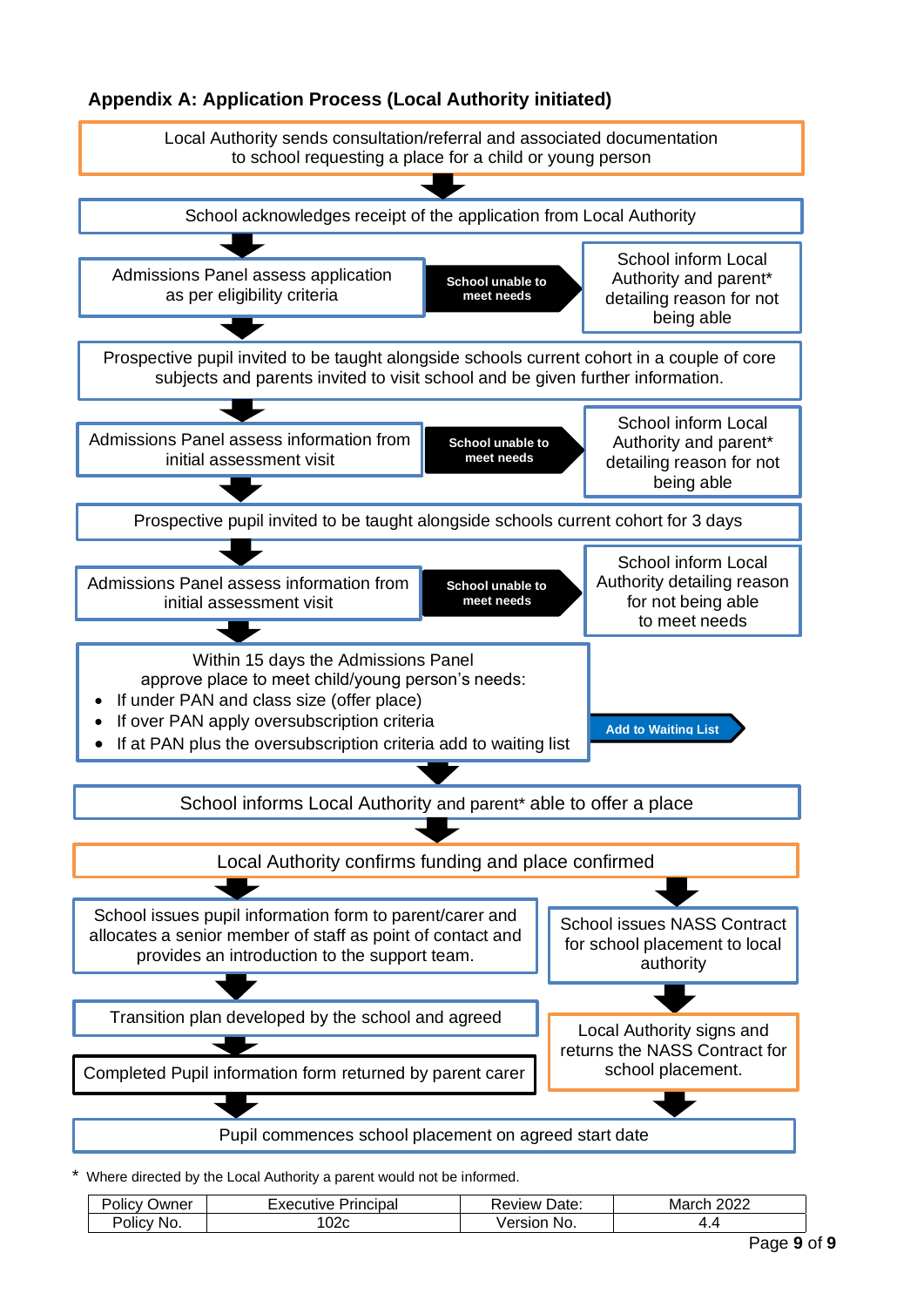## Appendix A: Application Process (Local Authority initiated)

Local Authority sends consultation/referral and associated documentation to school requesting a place for a child or young person

School acknowledges receipt of the application from Local Authority

Admissions Panel assess application as per eligibility criteria

School unable to meet needs

School inform Local Authority and parent* detailing reason for not being able

Prospective pupil invited to be taught alongside schools current cohort in a couple of core subjects and parents invited to visit school and be given further information.

Admissions Panel assess information from initial assessment visit

School unable to meet needs

School inform Local Authority and parent* detailing reason for not being able

Prospective pupil invited to be taught alongside schools current cohort for 3 days

Admissions Panel assess information from initial assessment visit

School unable to meet needs

School inform Local Authority detailing reason for not being able to meet needs

Within 15 days the Admissions Panel approve place to meet child/young person's needs:

- If under PAN and class size (offer place)
- If over PAN apply oversubscription criteria
- If at PAN plus the oversubscription criteria add to waiting list

Add to Waiting List

School informs Local Authority and parent* able to offer a place

Local Authority confirms funding and place confirmed

School issues pupil information form to parent/carer and allocates a senior member of staff as point of contact and provides an introduction to the support team.

Transition plan developed by the school and agreed

Completed Pupil information form returned by parent carer

School issues NASS Contract for school placement to local authority

Local Authority signs and returns the NASS Contract for school placement.

Pupil commences school placement on agreed start date

\* Where directed by the Local Authority a parent would not be informed.

| | | | |
|---|---|---|---|
| Policy Owner | Executive Principal | Review Date: | March 2022 |
| Policy No. | 102c | Version No. | 4.4 |